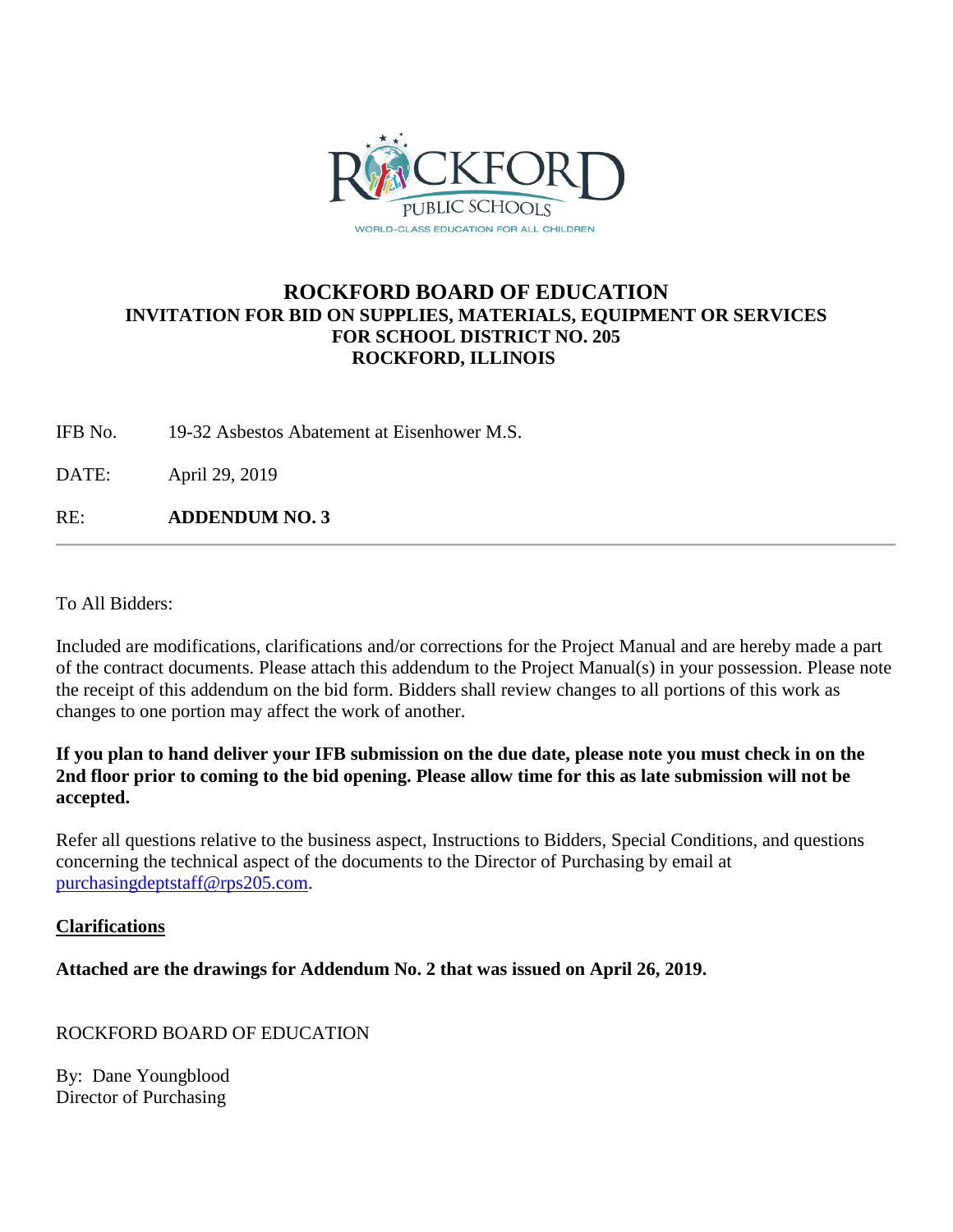# ROCKFORD BOARD OF EDUCATION

## INVITATION FOR BID ON SUPPLIES, MATERIALS, EQUIPMENT OR SERVICES FOR SCHOOL DISTRICT NO. 205 ROCKFORD, ILLINOIS

IFB No. 19-32 Asbestos Abatement at Eisenhower M.S.

DATE: April 29, 2019

RE: **ADDENDUM NO. 3**

---

To All Bidders:

Included are modifications, clarifications and/or corrections for the Project Manual and are hereby made a part of the contract documents. Please attach this addendum to the Project Manual(s) in your possession. Please note the receipt of this addendum on the bid form. Bidders shall review changes to all portions of this work as changes to one portion may affect the work of another.

**If you plan to hand deliver your IFB submission on the due date, please note you must check in on the 2nd floor prior to coming to the bid opening. Please allow time for this as late submission will not be accepted.**

Refer all questions relative to the business aspect, Instructions to Bidders, Special Conditions, and questions concerning the technical aspect of the documents to the Director of Purchasing by email at purchasingdeptstaff@rps205.com.

**Clarifications**

**Attached are the drawings for Addendum No. 2 that was issued on April 26, 2019.**

ROCKFORD BOARD OF EDUCATION

By: Dane Youngblood
Director of Purchasing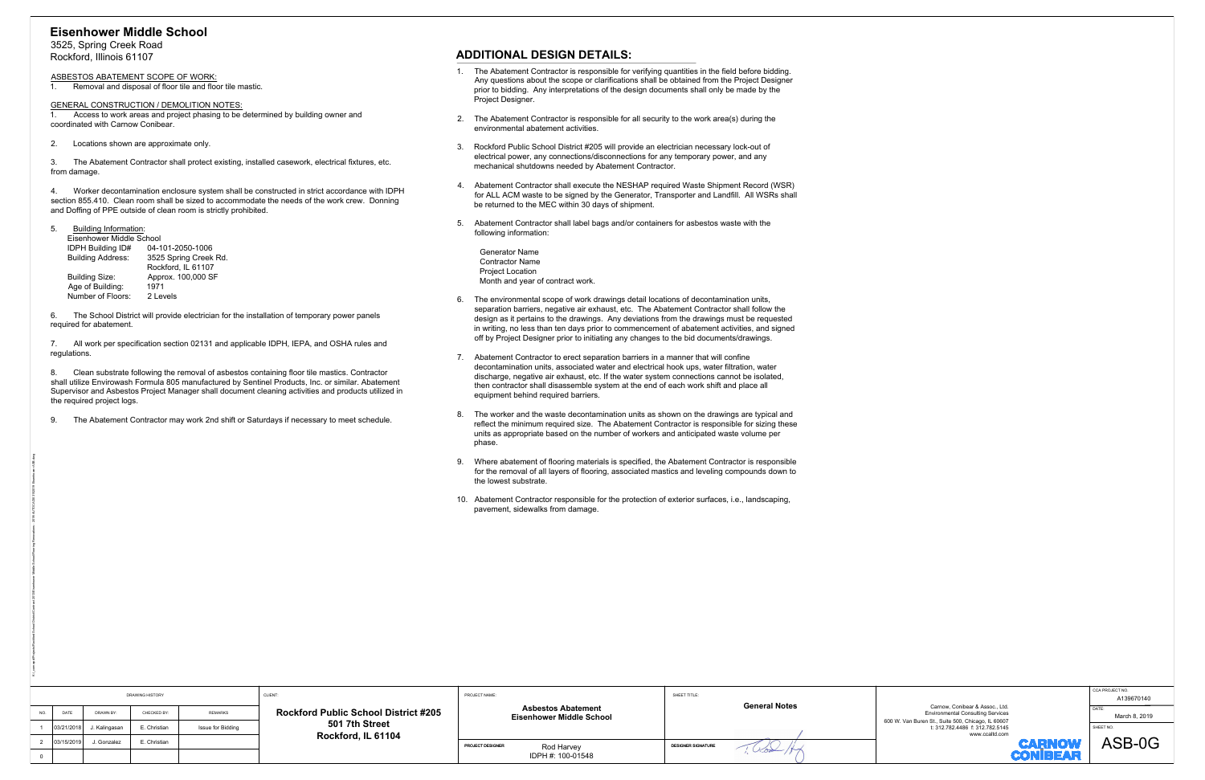# Eisenhower Middle School

3525, Spring Creek Road
Rockford, Illinois 61107

ASBESTOS ABATEMENT SCOPE OF WORK:

1. Removal and disposal of floor tile and floor tile mastic.

GENERAL CONSTRUCTION / DEMOLITION NOTES:

1. Access to work areas and project phasing to be determined by building owner and coordinated with Carnow Conibear.

2. Locations shown are approximate only.

3. The Abatement Contractor shall protect existing, installed casework, electrical fixtures, etc. from damage.

4. Worker decontamination enclosure system shall be constructed in strict accordance with IDPH section 855.410. Clean room shall be sized to accommodate the needs of the work crew. Donning and Doffing of PPE outside of clean room is strictly prohibited.

5. Building Information:

| Eisenhower Middle School | |
|---|---|
| IDPH Building ID# | 04-101-2050-1006 |
| Building Address: | 3525 Spring Creek Rd. Rockford, IL 61107 |
| Building Size: | Approx. 100,000 SF |
| Age of Building: | 1971 |
| Number of Floors: | 2 Levels |

6. The School District will provide electrician for the installation of temporary power panels required for abatement.

7. All work per specification section 02131 and applicable IDPH, IEPA, and OSHA rules and regulations.

8. Clean substrate following the removal of asbestos containing floor tile mastics. Contractor shall utilize Envirowash Formula 805 manufactured by Sentinel Products, Inc. or similar. Abatement Supervisor and Asbestos Project Manager shall document cleaning activities and products utilized in the required project logs.

9. The Abatement Contractor may work 2nd shift or Saturdays if necessary to meet schedule.

## ADDITIONAL DESIGN DETAILS:

1. The Abatement Contractor is responsible for verifying quantities in the field before bidding. Any questions about the scope or clarifications shall be obtained from the Project Designer prior to bidding. Any interpretations of the design documents shall only be made by the Project Designer.

2. The Abatement Contractor is responsible for all security to the work area(s) during the environmental abatement activities.

3. Rockford Public School District #205 will provide an electrician necessary lock-out of electrical power, any connections/disconnections for any temporary power, and any mechanical shutdowns needed by Abatement Contractor.

4. Abatement Contractor shall execute the NESHAP required Waste Shipment Record (WSR) for ALL ACM waste to be signed by the Generator, Transporter and Landfill. All WSRs shall be returned to the MEC within 30 days of shipment.

5. Abatement Contractor shall label bags and/or containers for asbestos waste with the following information:

   Generator Name
   Contractor Name
   Project Location
   Month and year of contract work.

6. The environmental scope of work drawings detail locations of decontamination units, separation barriers, negative air exhaust, etc. The Abatement Contractor shall follow the design as it pertains to the drawings. Any deviations from the drawings must be requested in writing, no less than ten days prior to commencement of abatement activities, and signed off by Project Designer prior to initiating any changes to the bid documents/drawings.

7. Abatement Contractor to erect separation barriers in a manner that will confine decontamination units, associated water and electrical hook ups, water filtration, water discharge, negative air exhaust, etc. If the water system connections cannot be isolated, then contractor shall disassemble system at the end of each work shift and place all equipment behind required barriers.

8. The worker and the waste decontamination units as shown on the drawings are typical and reflect the minimum required size. The Abatement Contractor is responsible for sizing these units as appropriate based on the number of workers and anticipated waste volume per phase.

9. Where abatement of flooring materials is specified, the Abatement Contractor is responsible for the removal of all layers of flooring, associated mastics and leveling compounds down to the lowest substrate.

10. Abatement Contractor responsible for the protection of exterior surfaces, i.e., landscaping, pavement, sidewalks from damage.

| DRAWING HISTORY | | | | |
|---|---|---|---|---|
| NO. | DATE | DRAWN BY: | CHECKED BY: | REMARKS |
| 1 | 03/21/2018 | J. Kalingasan | E. Christian | Issue for Bidding |
| 2 | 03/15/2019 | J. Gonzalez | E. Christian | |
| 0 | | | | |

CLIENT: **Rockford Public School District #205**
**501 7th Street**
**Rockford, IL 61104**

PROJECT NAME: **Asbestos Abatement**
**Eisenhower Middle School**

PROJECT DESIGNER: Rod Harvey
IDPH #: 100-01548

SHEET TITLE: **General Notes**

DESIGNER SIGNATURE:

Carnow, Conibear & Assoc., Ltd.
Environmental Consulting Services
600 W. Van Buren St., Suite 500, Chicago, IL 60607
t: 312.782.4486 f: 312.782.5145
www.ccaltd.com

CARNOW CONIBEAR

CCA PROJECT NO.: A139670140

DATE: March 8, 2019

SHEET NO.: ASB-0G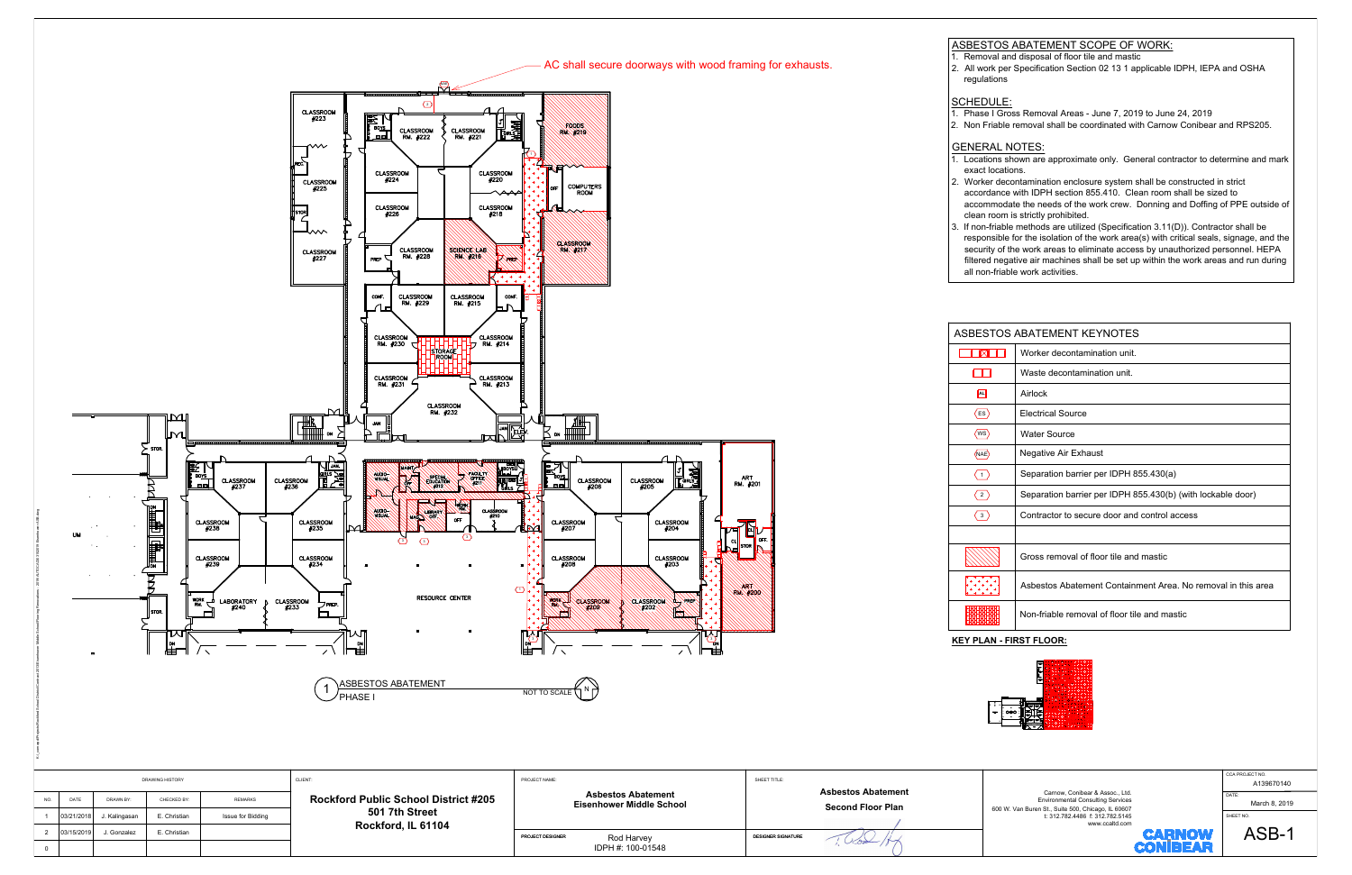AC shall secure doorways with wood framing for exhausts.

CLASSROOM #223 | CLASSROOM #225 | CLASSROOM #227 | CLASSROOM RM. #222 | CLASSROOM RM. #221 | CLASSROOM #224 | CLASSROOM #220 | CLASSROOM #226 | CLASSROOM #218 | CLASSROOM RM. #228 | SCIENCE LAB RM. #216 | FOODS RM. #219 | COMPUTERS ROOM | CLASSROOM RM. #217 | CLASSROOM RM. #229 | CLASSROOM RM. #215 | CLASSROOM RM. #230 | STORAGE ROOM | CLASSROOM RM. #214 | CLASSROOM RM. #231 | CLASSROOM RM. #213 | CLASSROOM RM. #232 | CLASSROOM #237 | CLASSROOM #236 | CLASSROOM #238 | CLASSROOM #235 | CLASSROOM #239 | CLASSROOM #234 | LABORATORY #240 | CLASSROOM #233 | AUDIO-VISUAL | SPECIAL EDUCATION #212 | FACULTY OFFICE #211 | LIBRARY OFF. | CLASSROOM #210 | RESOURCE CENTER | CLASSROOM #206 | CLASSROOM #205 | CLASSROOM #207 | CLASSROOM #204 | CLASSROOM #208 | CLASSROOM #203 | CLASSROOM #209 | CLASSROOM #202 | ART RM. #201 | ART RM. #200

1 ASBESTOS ABATEMENT PHASE I — NOT TO SCALE

## ASBESTOS ABATEMENT SCOPE OF WORK:

1. Removal and disposal of floor tile and mastic
2. All work per Specification Section 02 13 1 applicable IDPH, IEPA and OSHA regulations

## SCHEDULE:

1. Phase I Gross Removal Areas - June 7, 2019 to June 24, 2019
2. Non Friable removal shall be coordinated with Carnow Conibear and RPS205.

## GENERAL NOTES:

1. Locations shown are approximate only. General contractor to determine and mark exact locations.
2. Worker decontamination enclosure system shall be constructed in strict accordance with IDPH section 855.410. Clean room shall be sized to accommodate the needs of the work crew. Donning and Doffing of PPE outside of clean room is strictly prohibited.
3. If non-friable methods are utilized (Specification 3.11(D)). Contractor shall be responsible for the isolation of the work area(s) with critical seals, signage, and the security of the work areas to eliminate access by unauthorized personnel. HEPA filtered negative air machines shall be set up within the work areas and run during all non-friable work activities.

## ASBESTOS ABATEMENT KEYNOTES

| Symbol | Description |
|---|---|
| | Worker decontamination unit. |
| | Waste decontamination unit. |
| AL | Airlock |
| ES | Electrical Source |
| WS | Water Source |
| NAE | Negative Air Exhaust |
| 1 | Separation barrier per IDPH 855.430(a) |
| 2 | Separation barrier per IDPH 855.430(b) (with lockable door) |
| 3 | Contractor to secure door and control access |
| | Gross removal of floor tile and mastic |
| | Asbestos Abatement Containment Area. No removal in this area |
| | Non-friable removal of floor tile and mastic |

**KEY PLAN - FIRST FLOOR:**

| DRAWING HISTORY | | | | |
|---|---|---|---|---|
| NO. | DATE | DRAWN BY: | CHECKED BY: | REMARKS: |
| 1 | 03/21/2018 | J. Kalingasan | E. Christian | Issue for Bidding |
| 2 | 03/15/2019 | J. Gonzalez | E. Christian | |
| 0 | | | | |

CLIENT: **Rockford Public School District #205, 501 7th Street, Rockford, IL 61104**

PROJECT NAME: **Asbestos Abatement Eisenhower Middle School**

PROJECT DESIGNER: Rod Harvey, IDPH #: 100-01548

SHEET TITLE: **Asbestos Abatement Second Floor Plan**

DESIGNER SIGNATURE

Carnow, Conibear & Assoc., Ltd.
Environmental Consulting Services
600 W. Van Buren St., Suite 500, Chicago, IL 60607
t: 312.782.4486 f: 312.782.5145
www.ccaltd.com

CARNOW CONIBEAR

CCA PROJECT NO.: A139670140
DATE: March 8, 2019
SHEET NO.: ASB-1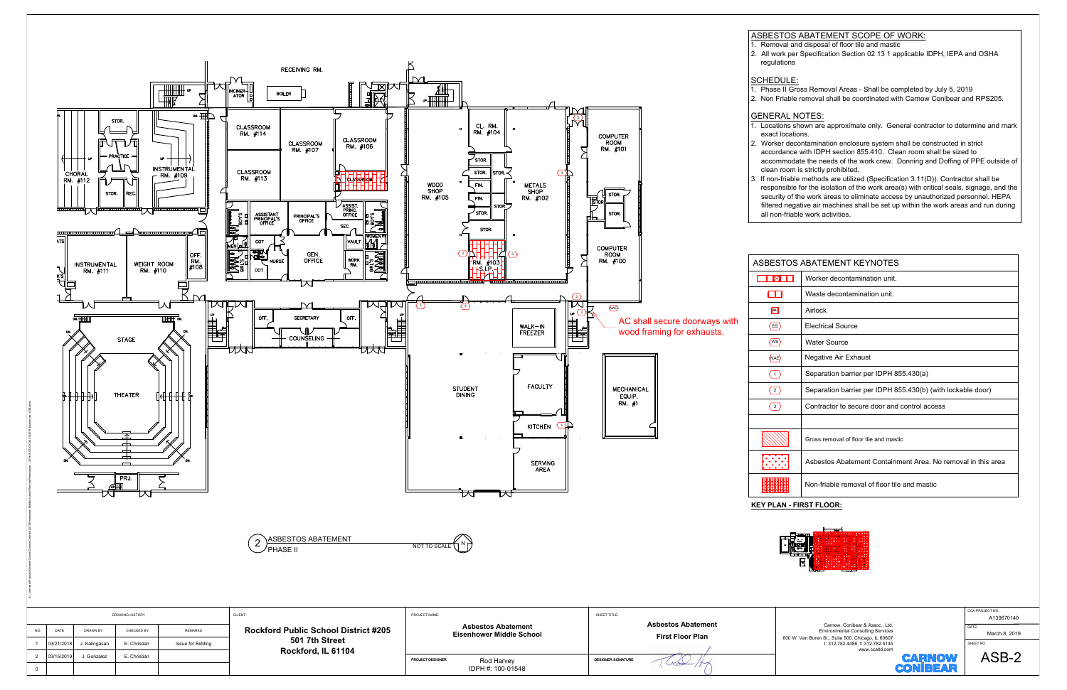## ASBESTOS ABATEMENT SCOPE OF WORK:

1. Removal and disposal of floor tile and mastic
2. All work per Specification Section 02 13 1 applicable IDPH, IEPA and OSHA regulations

## SCHEDULE:

1. Phase II Gross Removal Areas - Shall be completed by July 5, 2019
2. Non Friable removal shall be coordinated with Carnow Conibear and RPS205.

## GENERAL NOTES:

1. Locations shown are approximate only. General contractor to determine and mark exact locations.
2. Worker decontamination enclosure system shall be constructed in strict accordance with IDPH section 855.410. Clean room shall be sized to accommodate the needs of the work crew. Donning and Doffing of PPE outside of clean room is strictly prohibited.
3. If non-friable methods are utilized (Specification 3.11(D)). Contractor shall be responsible for the isolation of the work area(s) with critical seals, signage, and the security of the work areas to eliminate access by unauthorized personnel. HEPA filtered negative air machines shall be set up within the work areas and run during all non-friable work activities.

## ASBESTOS ABATEMENT KEYNOTES

| | |
|---|---|
| | Worker decontamination unit. |
| | Waste decontamination unit. |
| AL | Airlock |
| ES | Electrical Source |
| WS | Water Source |
| NAE | Negative Air Exhaust |
| 1 | Separation barrier per IDPH 855.430(a) |
| 2 | Separation barrier per IDPH 855.430(b) (with lockable door) |
| 3 | Contractor to secure door and control access |
| | |
| | Gross removal of floor tile and mastic |
| | Asbestos Abatement Containment Area. No removal in this area |
| | Non-friable removal of floor tile and mastic |

**KEY PLAN - FIRST FLOOR:**

AC shall secure doorways with wood framing for exhausts.

RECEIVING RM. INCINERATOR BOILER CLASSROOM RM. #114 CLASSROOM RM. #107 CLASSROOM RM. #106 CLASSROOM RM. #113 CL. RM. #104 WOOD SHOP RM. #105 METALS SHOP RM. #102 COMPUTER ROOM RM. #101 COMPUTER ROOM RM. #100 RM. #103 I.S.I.P. CHORAL RM. #112 INSTRUMENTAL RM. #109 INSTRUMENTAL RM. #111 WEIGHT ROOM RM. #110 OFF. RM. #108 PRACTICE STOR. REC. ASSISTANT PRINCIPAL'S OFFICE PRINCIPAL'S OFFICE ASSIST. PRINC. OFFICE SEC. VAULT WORK RM. GEN. OFFICE NURSE COT SECRETARY OFF. COUNSELING STAGE THEATER PRJ. STUDENT DINING WALK-IN FREEZER FACULTY KITCHEN SERVING AREA MECHANICAL EQUIP. RM. #1 FIN. STOR.

2 ASBESTOS ABATEMENT PHASE II — NOT TO SCALE

| DRAWING HISTORY | | | | |
|---|---|---|---|---|
| NO. | DATE | DRAWN BY: | CHECKED BY: | REMARKS: |
| 1 | 03/21/2018 | J. Kalingasan | E. Christian | Issue for Bidding |
| 2 | 03/15/2019 | J. Gonzalez | E. Christian | |
| 0 | | | | |

CLIENT: **Rockford Public School District #205**
**501 7th Street**
**Rockford, IL 61104**

PROJECT NAME: **Asbestos Abatement**
**Eisenhower Middle School**

PROJECT DESIGNER: Rod Harvey
IDPH #: 100-01548

SHEET TITLE: **Asbestos Abatement**
**First Floor Plan**

DESIGNER SIGNATURE

Carnow, Conibear & Assoc., Ltd.
Environmental Consulting Services
600 W. Van Buren St., Suite 500, Chicago, IL 60607
t: 312.782.4486 f: 312.782.5145
www.ccaltd.com

CARNOW CONIBEAR

CCA PROJECT NO.: A139670140
DATE: March 8, 2019
SHEET NO.: ASB-2